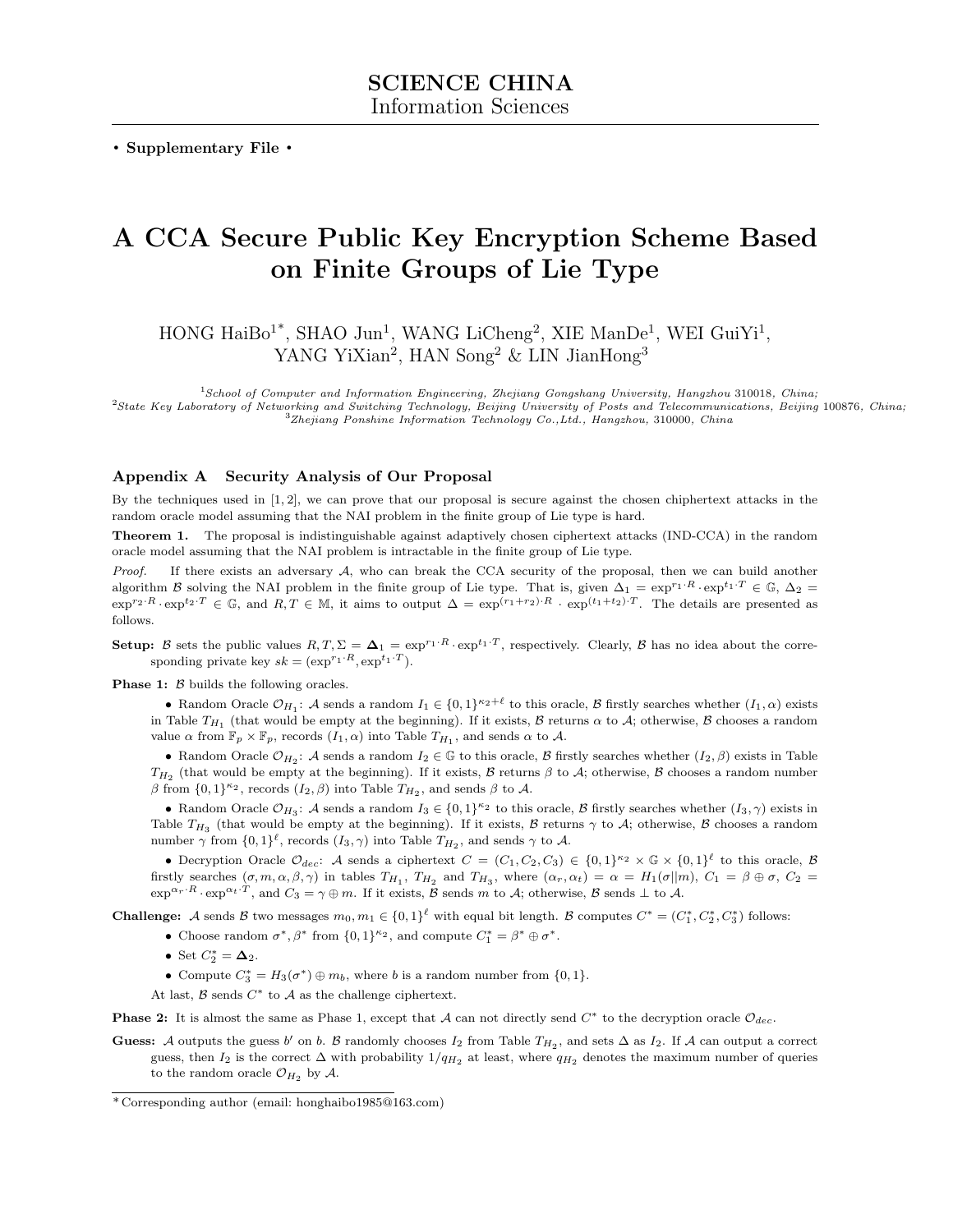**SCIENCE CHINA**
Information Sciences

• **Supplementary File** •

# A CCA Secure Public Key Encryption Scheme Based on Finite Groups of Lie Type

HONG HaiBo[1*], SHAO Jun[1], WANG LiCheng[2], XIE ManDe[1], WEI GuiYi[1], YANG YiXian[2], HAN Song[2] & LIN JianHong[3]

[1] *School of Computer and Information Engineering, Zhejiang Gongshang University, Hangzhou 310018, China;*
[2] *State Key Laboratory of Networking and Switching Technology, Beijing University of Posts and Telecommunications, Beijing 100876, China;*
[3] *Zhejiang Ponshine Information Technology Co.,Ltd., Hangzhou, 310000, China*

## Appendix A Security Analysis of Our Proposal

By the techniques used in [1, 2], we can prove that our proposal is secure against the chosen chiphertext attacks in the random oracle model assuming that the NAI problem in the finite group of Lie type is hard.

**Theorem 1.** The proposal is indistinguishable against adaptively chosen ciphertext attacks (IND-CCA) in the random oracle model assuming that the NAI problem is intractable in the finite group of Lie type.

*Proof.* If there exists an adversary $\mathcal{A}$, who can break the CCA security of the proposal, then we can build another algorithm $\mathcal{B}$ solving the NAI problem in the finite group of Lie type. That is, given $\Delta_1 = \exp^{r_1 \cdot R} \cdot \exp^{t_1 \cdot T} \in \mathbb{G}$, $\Delta_2 = \exp^{r_2 \cdot R} \cdot \exp^{t_2 \cdot T} \in \mathbb{G}$, and $R, T \in \mathbb{M}$, it aims to output $\Delta = \exp^{(r_1+r_2)\cdot R} \cdot \exp^{(t_1+t_2)\cdot T}$. The details are presented as follows.

**Setup:** $\mathcal{B}$ sets the public values $R, T, \Sigma = \mathbf{\Delta}_1 = \exp^{r_1 \cdot R} \cdot \exp^{t_1 \cdot T}$, respectively. Clearly, $\mathcal{B}$ has no idea about the corresponding private key $sk = (\exp^{r_1 \cdot R}, \exp^{t_1 \cdot T})$.

**Phase 1:** $\mathcal{B}$ builds the following oracles.

- Random Oracle $\mathcal{O}_{H_1}$: $\mathcal{A}$ sends a random $I_1 \in \{0,1\}^{\kappa_2+\ell}$ to this oracle, $\mathcal{B}$ firstly searches whether $(I_1, \alpha)$ exists in Table $T_{H_1}$ (that would be empty at the beginning). If it exists, $\mathcal{B}$ returns $\alpha$ to $\mathcal{A}$; otherwise, $\mathcal{B}$ chooses a random value $\alpha$ from $\mathbb{F}_p \times \mathbb{F}_p$, records $(I_1, \alpha)$ into Table $T_{H_1}$, and sends $\alpha$ to $\mathcal{A}$.
- Random Oracle $\mathcal{O}_{H_2}$: $\mathcal{A}$ sends a random $I_2 \in \mathbb{G}$ to this oracle, $\mathcal{B}$ firstly searches whether $(I_2, \beta)$ exists in Table $T_{H_2}$ (that would be empty at the beginning). If it exists, $\mathcal{B}$ returns $\beta$ to $\mathcal{A}$; otherwise, $\mathcal{B}$ chooses a random number $\beta$ from $\{0,1\}^{\kappa_2}$, records $(I_2, \beta)$ into Table $T_{H_2}$, and sends $\beta$ to $\mathcal{A}$.
- Random Oracle $\mathcal{O}_{H_3}$: $\mathcal{A}$ sends a random $I_3 \in \{0,1\}^{\kappa_2}$ to this oracle, $\mathcal{B}$ firstly searches whether $(I_3, \gamma)$ exists in Table $T_{H_3}$ (that would be empty at the beginning). If it exists, $\mathcal{B}$ returns $\gamma$ to $\mathcal{A}$; otherwise, $\mathcal{B}$ chooses a random number $\gamma$ from $\{0,1\}^{\ell}$, records $(I_3, \gamma)$ into Table $T_{H_2}$, and sends $\gamma$ to $\mathcal{A}$.
- Decryption Oracle $\mathcal{O}_{dec}$: $\mathcal{A}$ sends a ciphertext $C = (C_1, C_2, C_3) \in \{0,1\}^{\kappa_2} \times \mathbb{G} \times \{0,1\}^{\ell}$ to this oracle, $\mathcal{B}$ firstly searches $(\sigma, m, \alpha, \beta, \gamma)$ in tables $T_{H_1}$, $T_{H_2}$ and $T_{H_3}$, where $(\alpha_r, \alpha_t) = \alpha = H_1(\sigma \| m)$, $C_1 = \beta \oplus \sigma$, $C_2 = \exp^{\alpha_r \cdot R} \cdot \exp^{\alpha_t \cdot T}$, and $C_3 = \gamma \oplus m$. If it exists, $\mathcal{B}$ sends $m$ to $\mathcal{A}$; otherwise, $\mathcal{B}$ sends $\perp$ to $\mathcal{A}$.

**Challenge:** $\mathcal{A}$ sends $\mathcal{B}$ two messages $m_0, m_1 \in \{0,1\}^{\ell}$ with equal bit length. $\mathcal{B}$ computes $C^* = (C_1^*, C_2^*, C_3^*)$ follows:

- Choose random $\sigma^*, \beta^*$ from $\{0,1\}^{\kappa_2}$, and compute $C_1^* = \beta^* \oplus \sigma^*$.
- Set $C_2^* = \mathbf{\Delta}_2$.
- Compute $C_3^* = H_3(\sigma^*) \oplus m_b$, where $b$ is a random number from $\{0,1\}$.

At last, $\mathcal{B}$ sends $C^*$ to $\mathcal{A}$ as the challenge ciphertext.

**Phase 2:** It is almost the same as Phase 1, except that $\mathcal{A}$ can not directly send $C^*$ to the decryption oracle $\mathcal{O}_{dec}$.

**Guess:** $\mathcal{A}$ outputs the guess $b'$ on $b$. $\mathcal{B}$ randomly chooses $I_2$ from Table $T_{H_2}$, and sets $\Delta$ as $I_2$. If $\mathcal{A}$ can output a correct guess, then $I_2$ is the correct $\Delta$ with probability $1/q_{H_2}$ at least, where $q_{H_2}$ denotes the maximum number of queries to the random oracle $\mathcal{O}_{H_2}$ by $\mathcal{A}$.

*Corresponding author (email: honghaibo1985@163.com)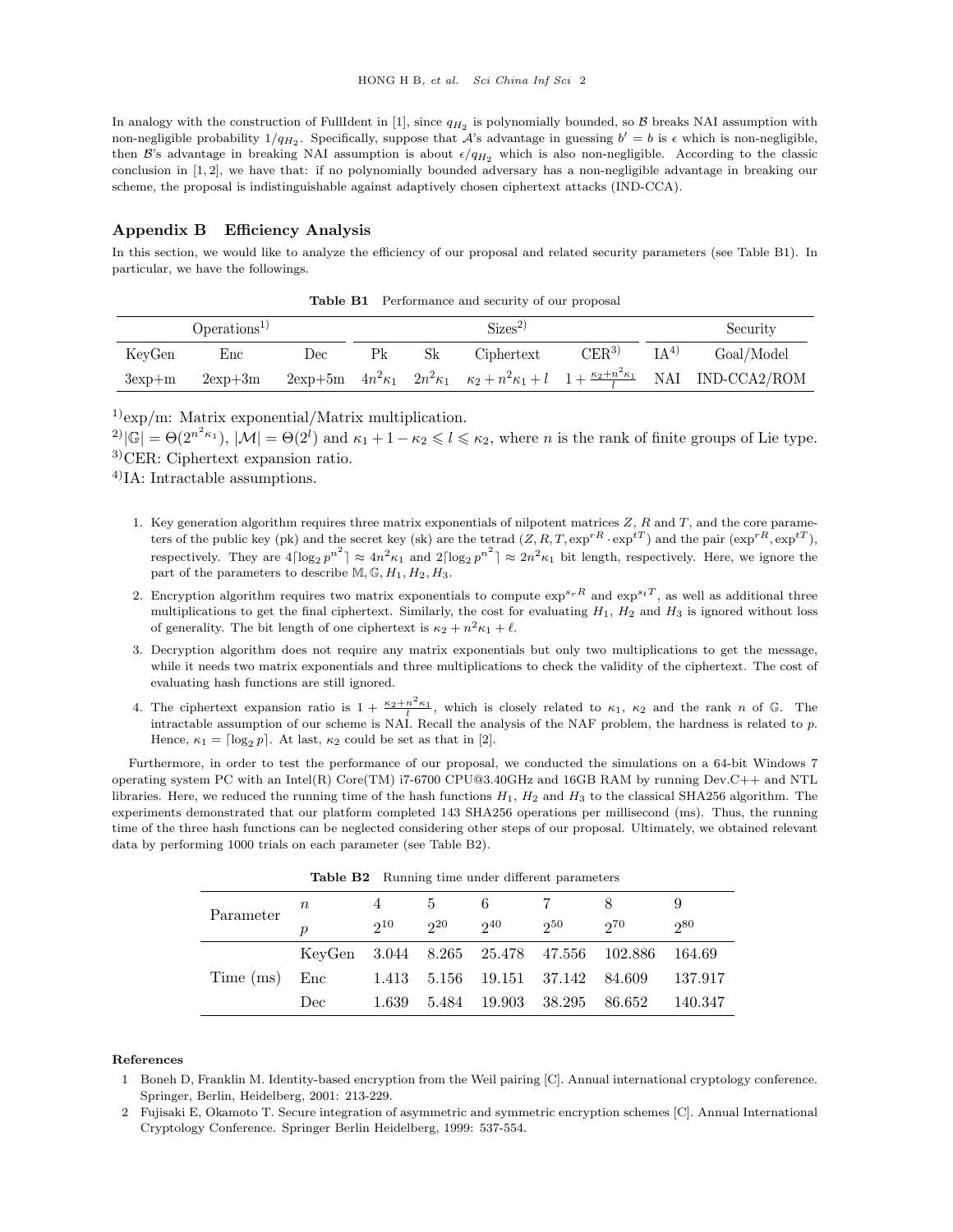In analogy with the construction of FullIdent in [1], since $q_{H_2}$ is polynomially bounded, so $\mathcal{B}$ breaks NAI assumption with non-negligible probability $1/q_{H_2}$. Specifically, suppose that $\mathcal{A}$'s advantage in guessing $b' = b$ is $\epsilon$ which is non-negligible, then $\mathcal{B}$'s advantage in breaking NAI assumption is about $\epsilon/q_{H_2}$ which is also non-negligible. According to the classic conclusion in [1, 2], we have that: if no polynomially bounded adversary has a non-negligible advantage in breaking our scheme, the proposal is indistinguishable against adaptively chosen ciphertext attacks (IND-CCA).

## Appendix B Efficiency Analysis

In this section, we would like to analyze the efficiency of our proposal and related security parameters (see Table B1). In particular, we have the followings.

**Table B1** Performance and security of our proposal

| Operations[1) |  |  | Sizes[2) |  |  |  | Security |  |
|---|---|---|---|---|---|---|---|---|
| KeyGen | Enc | Dec | Pk | Sk | Ciphertext | CER[3) | IA[4) | Goal/Model |
| 3exp+m | 2exp+3m | 2exp+5m | $4n^2\kappa_1$ | $2n^2\kappa_1$ | $\kappa_2 + n^2\kappa_1 + l$ | $1 + \frac{\kappa_2 + n^2\kappa_1}{l}$ | NAI | IND-CCA2/ROM |

[1) exp/m: Matrix exponential/Matrix multiplication.

[2) $|\mathbb{G}| = \Theta(2^{n^2\kappa_1})$, $|\mathcal{M}| = \Theta(2^l)$ and $\kappa_1 + 1 - \kappa_2 \leqslant l \leqslant \kappa_2$, where $n$ is the rank of finite groups of Lie type.

[3) CER: Ciphertext expansion ratio.

[4) IA: Intractable assumptions.

1. Key generation algorithm requires three matrix exponentials of nilpotent matrices $Z$, $R$ and $T$, and the core parameters of the public key (pk) and the secret key (sk) are the tetrad $(Z, R, T, \exp^{rR} \cdot \exp^{tT})$ and the pair $(\exp^{rR}, \exp^{tT})$, respectively. They are $4\lceil \log_2 p^{n^2} \rceil \approx 4n^2\kappa_1$ and $2\lceil \log_2 p^{n^2} \rceil \approx 2n^2\kappa_1$ bit length, respectively. Here, we ignore the part of the parameters to describe $\mathbb{M}, \mathbb{G}, H_1, H_2, H_3$.
2. Encryption algorithm requires two matrix exponentials to compute $\exp^{s_r R}$ and $\exp^{s_t T}$, as well as additional three multiplications to get the final ciphertext. Similarly, the cost for evaluating $H_1$, $H_2$ and $H_3$ is ignored without loss of generality. The bit length of one ciphertext is $\kappa_2 + n^2\kappa_1 + \ell$.
3. Decryption algorithm does not require any matrix exponentials but only two multiplications to get the message, while it needs two matrix exponentials and three multiplications to check the validity of the ciphertext. The cost of evaluating hash functions are still ignored.
4. The ciphertext expansion ratio is $1 + \frac{\kappa_2 + n^2\kappa_1}{l}$, which is closely related to $\kappa_1$, $\kappa_2$ and the rank $n$ of $\mathbb{G}$. The intractable assumption of our scheme is NAI. Recall the analysis of the NAF problem, the hardness is related to $p$. Hence, $\kappa_1 = \lceil \log_2 p \rceil$. At last, $\kappa_2$ could be set as that in [2].

Furthermore, in order to test the performance of our proposal, we conducted the simulations on a 64-bit Windows 7 operating system PC with an Intel(R) Core(TM) i7-6700 CPU@3.40GHz and 16GB RAM by running Dev.C++ and NTL libraries. Here, we reduced the running time of the hash functions $H_1$, $H_2$ and $H_3$ to the classical SHA256 algorithm. The experiments demonstrated that our platform completed 143 SHA256 operations per millisecond (ms). Thus, the running time of the three hash functions can be neglected considering other steps of our proposal. Ultimately, we obtained relevant data by performing 1000 trials on each parameter (see Table B2).

**Table B2** Running time under different parameters

| Parameter | $n$ | 4 | 5 | 6 | 7 | 8 | 9 |
|---|---|---|---|---|---|---|---|
|  | $p$ | $2^{10}$ | $2^{20}$ | $2^{40}$ | $2^{50}$ | $2^{70}$ | $2^{80}$ |
| Time (ms) | KeyGen | 3.044 | 8.265 | 25.478 | 47.556 | 102.886 | 164.69 |
|  | Enc | 1.413 | 5.156 | 19.151 | 37.142 | 84.609 | 137.917 |
|  | Dec | 1.639 | 5.484 | 19.903 | 38.295 | 86.652 | 140.347 |

**References**

1. Boneh D, Franklin M. Identity-based encryption from the Weil pairing [C]. Annual international cryptology conference. Springer, Berlin, Heidelberg, 2001: 213-229.
2. Fujisaki E, Okamoto T. Secure integration of asymmetric and symmetric encryption schemes [C]. Annual International Cryptology Conference. Springer Berlin Heidelberg, 1999: 537-554.